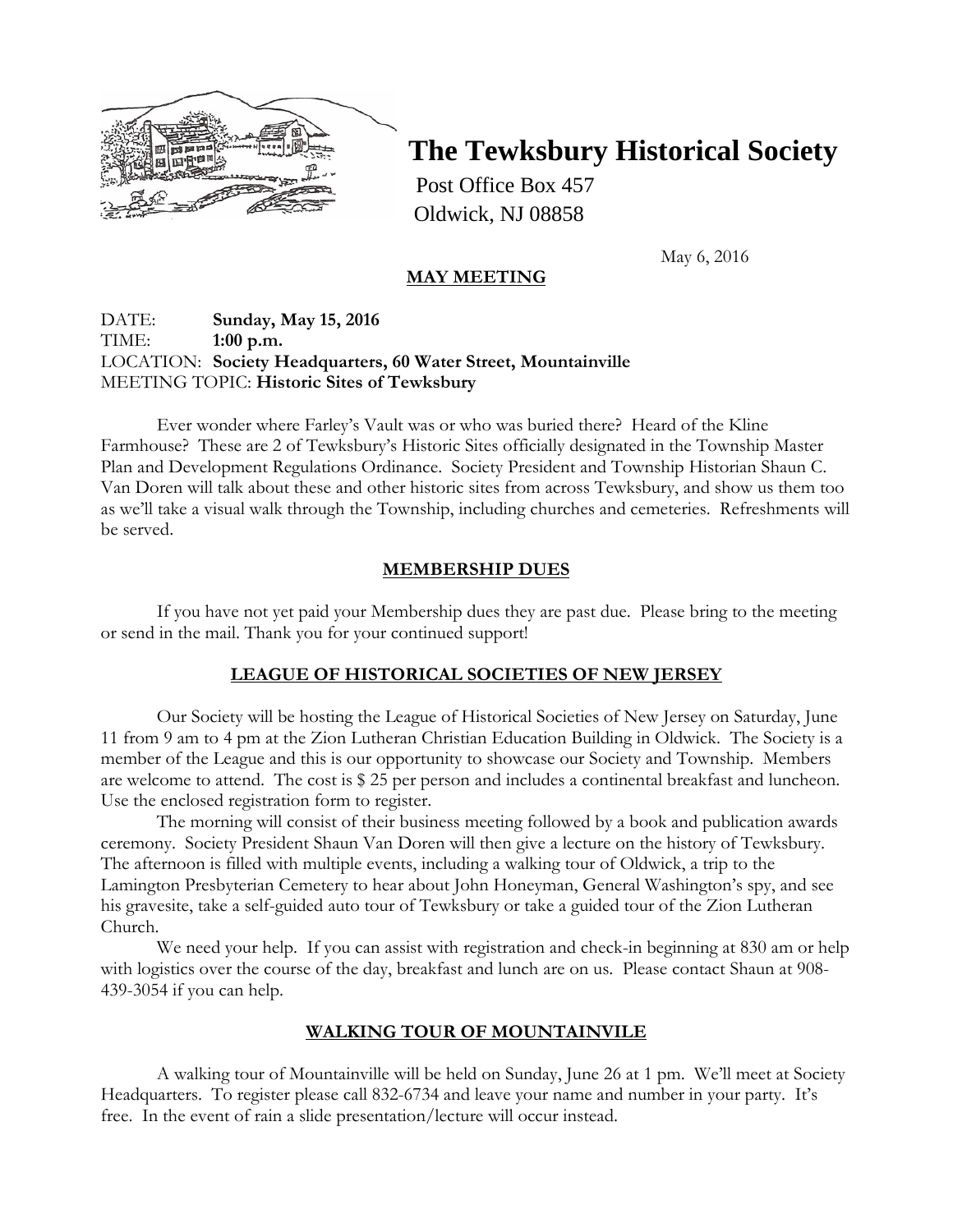# The Tewksbury Historical Society

Post Office Box 457
Oldwick, NJ 08858

May 6, 2016

## MAY MEETING

DATE: **Sunday, May 15, 2016**
TIME: **1:00 p.m.**
LOCATION: **Society Headquarters, 60 Water Street, Mountainville**
MEETING TOPIC: **Historic Sites of Tewksbury**

Ever wonder where Farley's Vault was or who was buried there? Heard of the Kline Farmhouse? These are 2 of Tewksbury's Historic Sites officially designated in the Township Master Plan and Development Regulations Ordinance. Society President and Township Historian Shaun C. Van Doren will talk about these and other historic sites from across Tewksbury, and show us them too as we'll take a visual walk through the Township, including churches and cemeteries. Refreshments will be served.

## MEMBERSHIP DUES

If you have not yet paid your Membership dues they are past due. Please bring to the meeting or send in the mail. Thank you for your continued support!

## LEAGUE OF HISTORICAL SOCIETIES OF NEW JERSEY

Our Society will be hosting the League of Historical Societies of New Jersey on Saturday, June 11 from 9 am to 4 pm at the Zion Lutheran Christian Education Building in Oldwick. The Society is a member of the League and this is our opportunity to showcase our Society and Township. Members are welcome to attend. The cost is $ 25 per person and includes a continental breakfast and luncheon. Use the enclosed registration form to register.

The morning will consist of their business meeting followed by a book and publication awards ceremony. Society President Shaun Van Doren will then give a lecture on the history of Tewksbury. The afternoon is filled with multiple events, including a walking tour of Oldwick, a trip to the Lamington Presbyterian Cemetery to hear about John Honeyman, General Washington's spy, and see his gravesite, take a self-guided auto tour of Tewksbury or take a guided tour of the Zion Lutheran Church.

We need your help. If you can assist with registration and check-in beginning at 830 am or help with logistics over the course of the day, breakfast and lunch are on us. Please contact Shaun at 908-439-3054 if you can help.

## WALKING TOUR OF MOUNTAINVILE

A walking tour of Mountainville will be held on Sunday, June 26 at 1 pm. We'll meet at Society Headquarters. To register please call 832-6734 and leave your name and number in your party. It's free. In the event of rain a slide presentation/lecture will occur instead.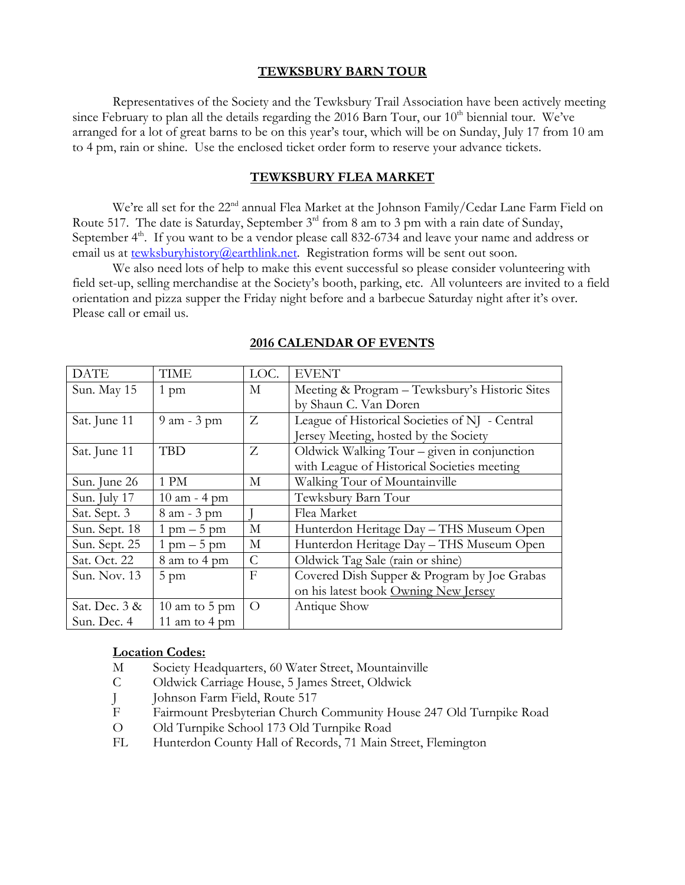## TEWKSBURY BARN TOUR

Representatives of the Society and the Tewksbury Trail Association have been actively meeting since February to plan all the details regarding the 2016 Barn Tour, our 10th biennial tour. We've arranged for a lot of great barns to be on this year's tour, which will be on Sunday, July 17 from 10 am to 4 pm, rain or shine. Use the enclosed ticket order form to reserve your advance tickets.

## TEWKSBURY FLEA MARKET

We're all set for the 22nd annual Flea Market at the Johnson Family/Cedar Lane Farm Field on Route 517. The date is Saturday, September 3rd from 8 am to 3 pm with a rain date of Sunday, September 4th. If you want to be a vendor please call 832-6734 and leave your name and address or email us at tewksburyhistory@earthlink.net. Registration forms will be sent out soon.

We also need lots of help to make this event successful so please consider volunteering with field set-up, selling merchandise at the Society's booth, parking, etc. All volunteers are invited to a field orientation and pizza supper the Friday night before and a barbecue Saturday night after it's over. Please call or email us.

## 2016 CALENDAR OF EVENTS

| DATE | TIME | LOC. | EVENT |
|---|---|---|---|
| Sun. May 15 | 1 pm | M | Meeting & Program – Tewksbury's Historic Sites by Shaun C. Van Doren |
| Sat. June 11 | 9 am - 3 pm | Z | League of Historical Societies of NJ - Central Jersey Meeting, hosted by the Society |
| Sat. June 11 | TBD | Z | Oldwick Walking Tour – given in conjunction with League of Historical Societies meeting |
| Sun. June 26 | 1 PM | M | Walking Tour of Mountainville |
| Sun. July 17 | 10 am - 4 pm | | Tewksbury Barn Tour |
| Sat. Sept. 3 | 8 am - 3 pm | J | Flea Market |
| Sun. Sept. 18 | 1 pm – 5 pm | M | Hunterdon Heritage Day – THS Museum Open |
| Sun. Sept. 25 | 1 pm – 5 pm | M | Hunterdon Heritage Day – THS Museum Open |
| Sat. Oct. 22 | 8 am to 4 pm | C | Oldwick Tag Sale (rain or shine) |
| Sun. Nov. 13 | 5 pm | F | Covered Dish Supper & Program by Joe Grabas on his latest book Owning New Jersey |
| Sat. Dec. 3 & Sun. Dec. 4 | 10 am to 5 pm 11 am to 4 pm | O | Antique Show |

**Location Codes:**

- M Society Headquarters, 60 Water Street, Mountainville
- C Oldwick Carriage House, 5 James Street, Oldwick
- J Johnson Farm Field, Route 517
- F Fairmount Presbyterian Church Community House 247 Old Turnpike Road
- O Old Turnpike School 173 Old Turnpike Road
- FL Hunterdon County Hall of Records, 71 Main Street, Flemington